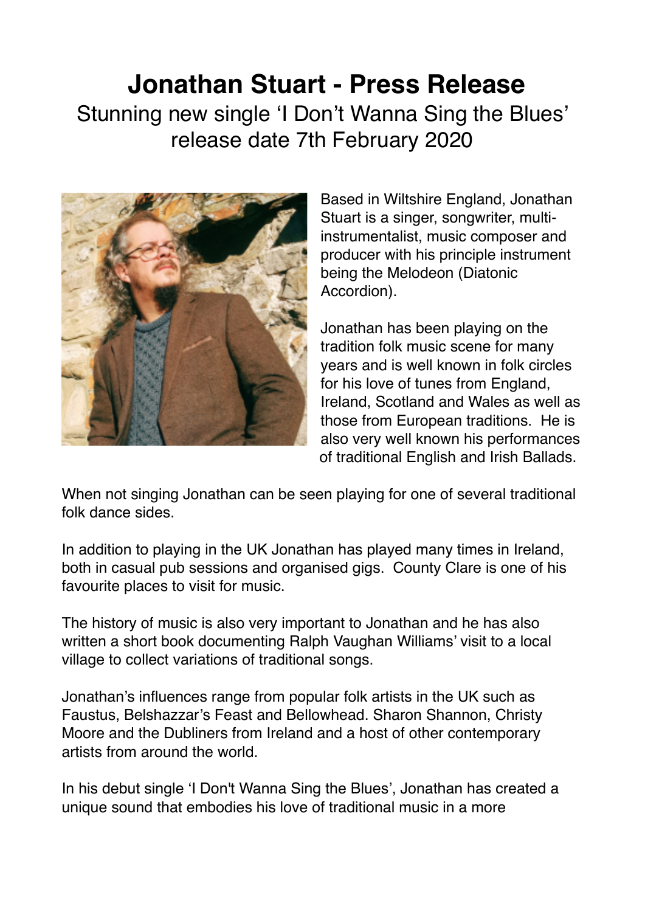# Jonathan Stuart - Press Release

Stunning new single 'I Don't Wanna Sing the Blues' release date 7th February 2020

Based in Wiltshire England, Jonathan Stuart is a singer, songwriter, multi-instrumentalist, music composer and producer with his principle instrument being the Melodeon (Diatonic Accordion).

Jonathan has been playing on the tradition folk music scene for many years and is well known in folk circles for his love of tunes from England, Ireland, Scotland and Wales as well as those from European traditions. He is also very well known his performances of traditional English and Irish Ballads.

When not singing Jonathan can be seen playing for one of several traditional folk dance sides.

In addition to playing in the UK Jonathan has played many times in Ireland, both in casual pub sessions and organised gigs. County Clare is one of his favourite places to visit for music.

The history of music is also very important to Jonathan and he has also written a short book documenting Ralph Vaughan Williams' visit to a local village to collect variations of traditional songs.

Jonathan's influences range from popular folk artists in the UK such as Faustus, Belshazzar's Feast and Bellowhead. Sharon Shannon, Christy Moore and the Dubliners from Ireland and a host of other contemporary artists from around the world.

In his debut single 'I Don't Wanna Sing the Blues', Jonathan has created a unique sound that embodies his love of traditional music in a more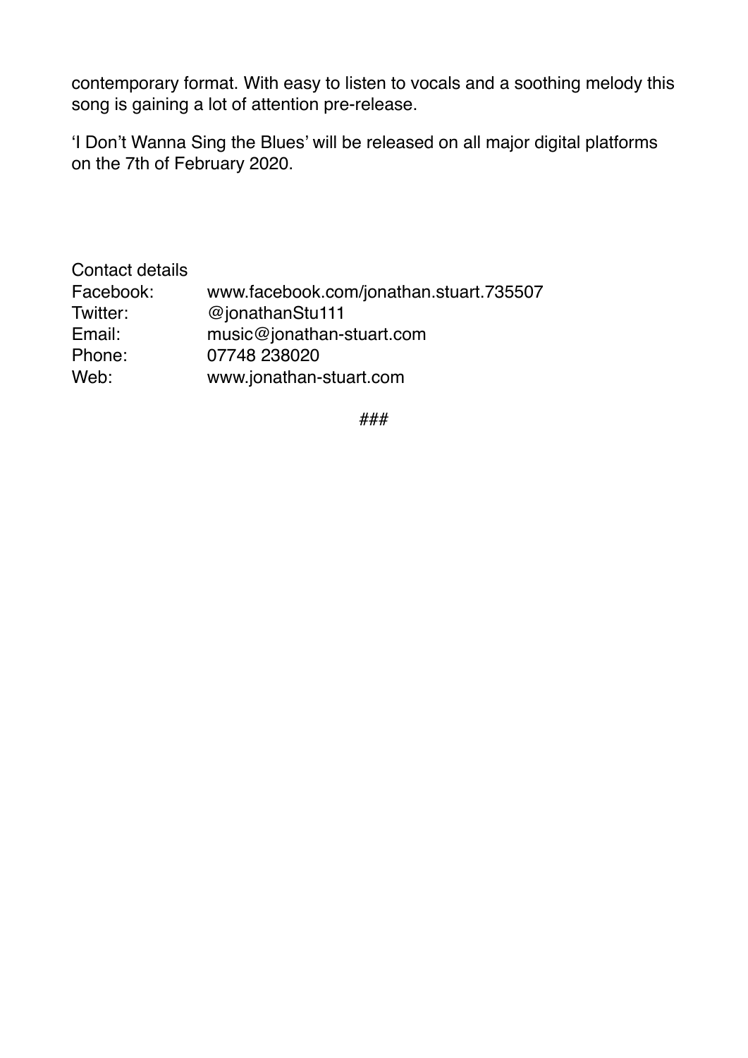contemporary format. With easy to listen to vocals and a soothing melody this song is gaining a lot of attention pre-release.

'I Don't Wanna Sing the Blues' will be released on all major digital platforms on the 7th of February 2020.

Contact details

| | |
|---|---|
| Facebook: | www.facebook.com/jonathan.stuart.735507 |
| Twitter: | @jonathanStu111 |
| Email: | music@jonathan-stuart.com |
| Phone: | 07748 238020 |
| Web: | www.jonathan-stuart.com |

###